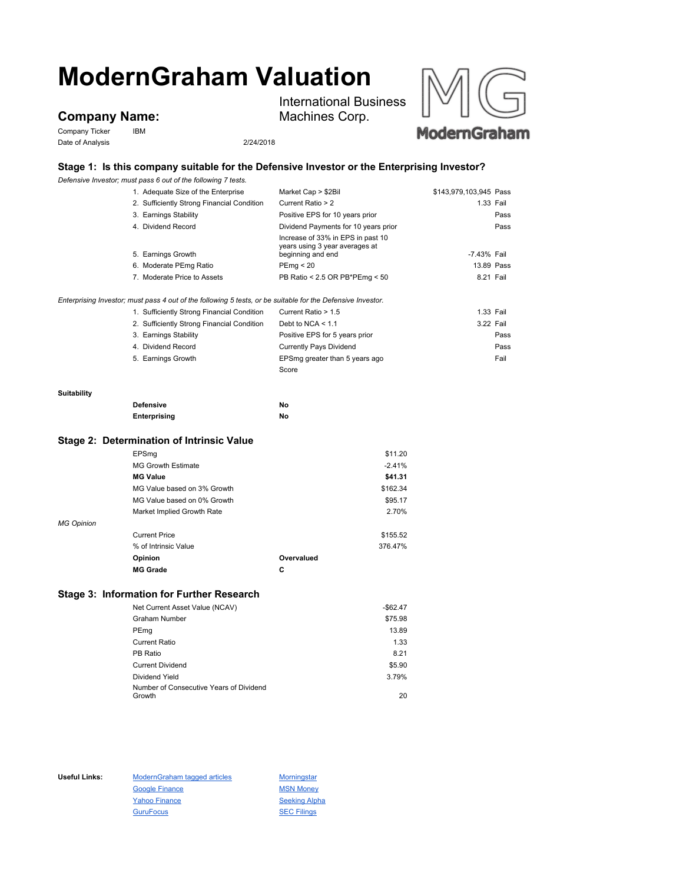# ModernGraham Valuation

## Company Name:

International Business Machines Corp.

Company Ticker: IBM

Date of Analysis: 2/24/2018

## Stage 1: Is this company suitable for the Defensive Investor or the Enterprising Investor?

*Defensive Investor; must pass 6 out of the following 7 tests.*

| Test | Criterion | Value | Result |
|---|---|---|---|
| 1. Adequate Size of the Enterprise | Market Cap > $2Bil | $143,979,103,945 | Pass |
| 2. Sufficiently Strong Financial Condition | Current Ratio > 2 | 1.33 | Fail |
| 3. Earnings Stability | Positive EPS for 10 years prior | | Pass |
| 4. Dividend Record | Dividend Payments for 10 years prior | | Pass |
| 5. Earnings Growth | Increase of 33% in EPS in past 10 years using 3 year averages at beginning and end | -7.43% | Fail |
| 6. Moderate PEmg Ratio | PEmg < 20 | 13.89 | Pass |
| 7. Moderate Price to Assets | PB Ratio < 2.5 OR PB*PEmg < 50 | 8.21 | Fail |

*Enterprising Investor; must pass 4 out of the following 5 tests, or be suitable for the Defensive Investor.*

| Test | Criterion | Value | Result |
|---|---|---|---|
| 1. Sufficiently Strong Financial Condition | Current Ratio > 1.5 | 1.33 | Fail |
| 2. Sufficiently Strong Financial Condition | Debt to NCA < 1.1 | 3.22 | Fail |
| 3. Earnings Stability | Positive EPS for 5 years prior | | Pass |
| 4. Dividend Record | Currently Pays Dividend | | Pass |
| 5. Earnings Growth | EPSmg greater than 5 years ago | | Fail |
| | Score | | |

**Suitability**

| | |
|---|---|
| **Defensive** | **No** |
| **Enterprising** | **No** |

## Stage 2: Determination of Intrinsic Value

| | | |
|---|---|---|
| EPSmg | | $11.20 |
| MG Growth Estimate | | -2.41% |
| **MG Value** | | **$41.31** |
| MG Value based on 3% Growth | | $162.34 |
| MG Value based on 0% Growth | | $95.17 |
| Market Implied Growth Rate | | 2.70% |

*MG Opinion*

| | | |
|---|---|---|
| Current Price | | $155.52 |
| % of Intrinsic Value | | 376.47% |
| **Opinion** | **Overvalued** | |
| **MG Grade** | **C** | |

## Stage 3: Information for Further Research

| | |
|---|---|
| Net Current Asset Value (NCAV) | -$62.47 |
| Graham Number | $75.98 |
| PEmg | 13.89 |
| Current Ratio | 1.33 |
| PB Ratio | 8.21 |
| Current Dividend | $5.90 |
| Dividend Yield | 3.79% |
| Number of Consecutive Years of Dividend Growth | 20 |

**Useful Links:**

- ModernGraham tagged articles
- Google Finance
- Yahoo Finance
- GuruFocus
- Morningstar
- MSN Money
- Seeking Alpha
- SEC Filings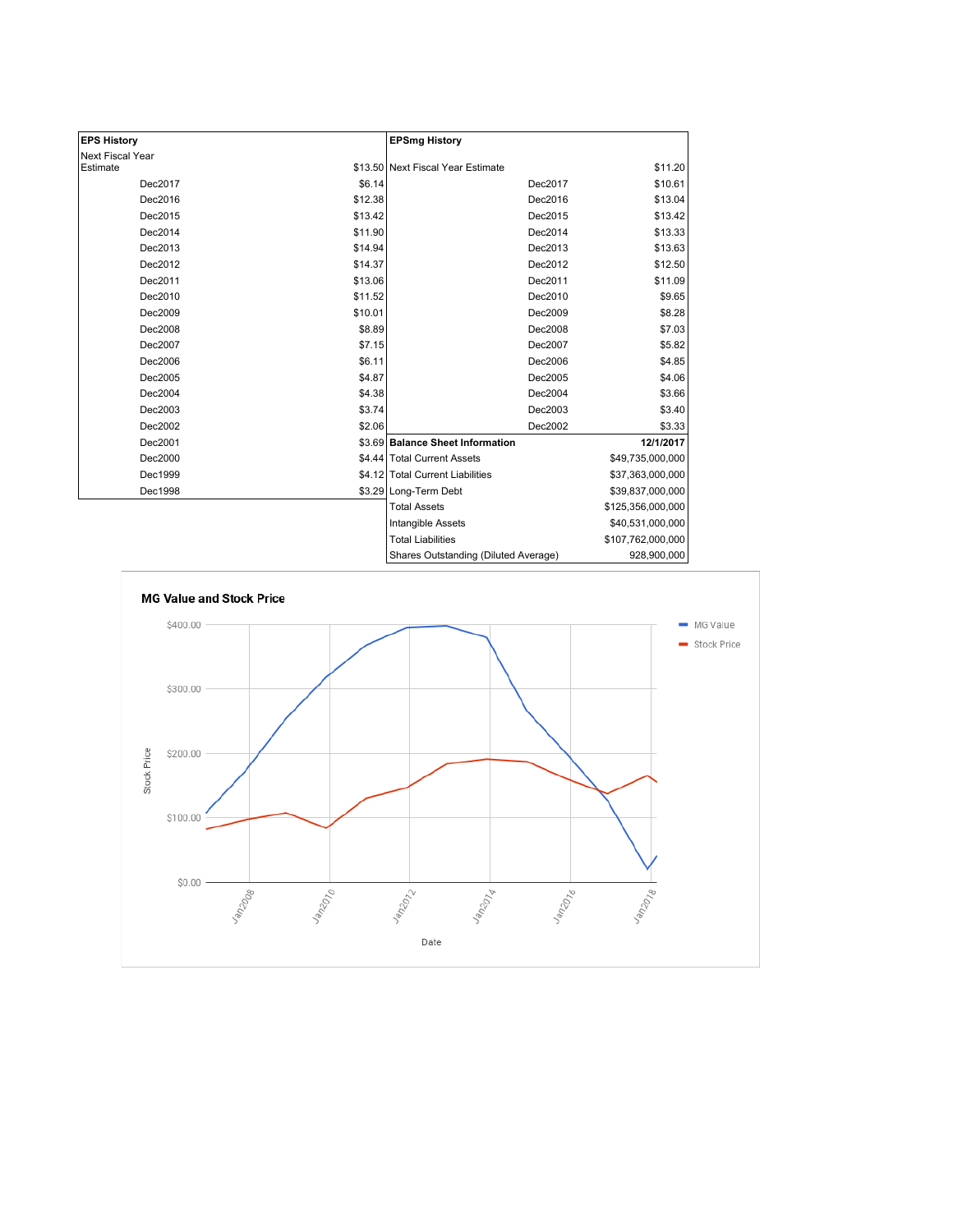| EPS History | |
|---|---|
| Next Fiscal Year Estimate | $13.50 |
| Dec2017 | $6.14 |
| Dec2016 | $12.38 |
| Dec2015 | $13.42 |
| Dec2014 | $11.90 |
| Dec2013 | $14.94 |
| Dec2012 | $14.37 |
| Dec2011 | $13.06 |
| Dec2010 | $11.52 |
| Dec2009 | $10.01 |
| Dec2008 | $8.89 |
| Dec2007 | $7.15 |
| Dec2006 | $6.11 |
| Dec2005 | $4.87 |
| Dec2004 | $4.38 |
| Dec2003 | $3.74 |
| Dec2002 | $2.06 |
| Dec2001 | $3.69 |
| Dec2000 | $4.44 |
| Dec1999 | $4.12 |
| Dec1998 | $3.29 |

| EPSmg History | |
|---|---|
| Next Fiscal Year Estimate | $11.20 |
| Dec2017 | $10.61 |
| Dec2016 | $13.04 |
| Dec2015 | $13.42 |
| Dec2014 | $13.33 |
| Dec2013 | $13.63 |
| Dec2012 | $12.50 |
| Dec2011 | $11.09 |
| Dec2010 | $9.65 |
| Dec2009 | $8.28 |
| Dec2008 | $7.03 |
| Dec2007 | $5.82 |
| Dec2006 | $4.85 |
| Dec2005 | $4.06 |
| Dec2004 | $3.66 |
| Dec2003 | $3.40 |
| Dec2002 | $3.33 |

| Balance Sheet Information | 12/1/2017 |
|---|---|
| Total Current Assets | $49,735,000,000 |
| Total Current Liabilities | $37,363,000,000 |
| Long-Term Debt | $39,837,000,000 |
| Total Assets | $125,356,000,000 |
| Intangible Assets | $40,531,000,000 |
| Total Liabilities | $107,762,000,000 |
| Shares Outstanding (Diluted Average) | 928,900,000 |

**MG Value and Stock Price**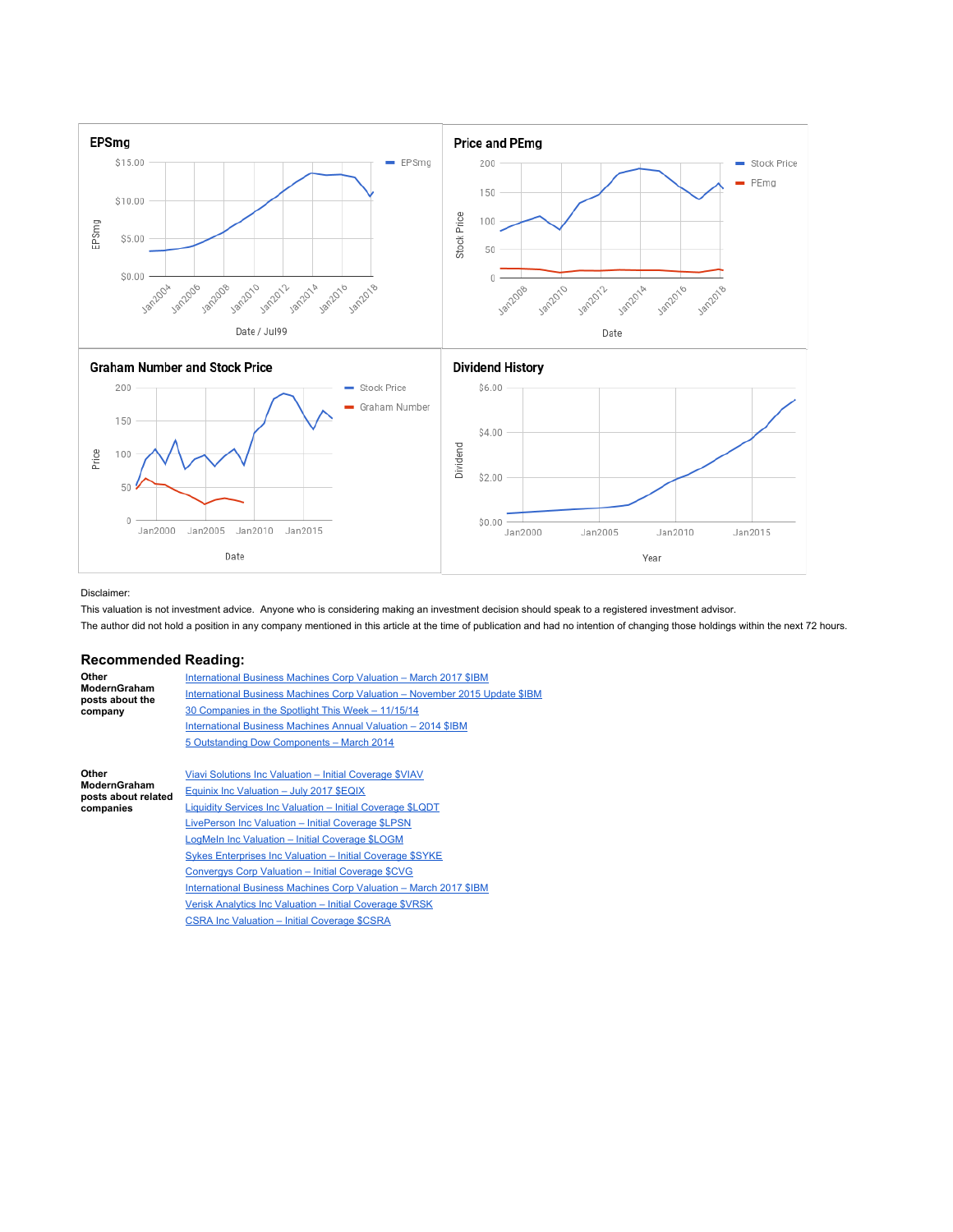**EPSmg**

$15.00
$10.00
$5.00
$0.00

EPSmg

Jan2004 Jan2006 Jan2008 Jan2010 Jan2012 Jan2014 Jan2016 Jan2018

Date / Jul99

**Price and PEmg**

200
150
100
50
0

Stock Price
PEmg

Jan2008 Jan2010 Jan2012 Jan2014 Jan2016 Jan2018

Date

**Graham Number and Stock Price**

200
150
100
50
0

Price

Stock Price
Graham Number

Jan2000 Jan2005 Jan2010 Jan2015

Date

**Dividend History**

$6.00
$4.00
$2.00
$0.00

Dividend

Jan2000 Jan2005 Jan2010 Jan2015

Year

Disclaimer:

This valuation is not investment advice. Anyone who is considering making an investment decision should speak to a registered investment advisor.

The author did not hold a position in any company mentioned in this article at the time of publication and had no intention of changing those holdings within the next 72 hours.

## Recommended Reading:

**Other ModernGraham posts about the company**

- International Business Machines Corp Valuation – March 2017 $IBM
- International Business Machines Corp Valuation – November 2015 Update $IBM
- 30 Companies in the Spotlight This Week – 11/15/14
- International Business Machines Annual Valuation – 2014 $IBM
- 5 Outstanding Dow Components – March 2014

**Other ModernGraham posts about related companies**

- Viavi Solutions Inc Valuation – Initial Coverage $VIAV
- Equinix Inc Valuation – July 2017 $EQIX
- Liquidity Services Inc Valuation – Initial Coverage $LQDT
- LivePerson Inc Valuation – Initial Coverage $LPSN
- LogMeIn Inc Valuation – Initial Coverage $LOGM
- Sykes Enterprises Inc Valuation – Initial Coverage $SYKE
- Convergys Corp Valuation – Initial Coverage $CVG
- International Business Machines Corp Valuation – March 2017 $IBM
- Verisk Analytics Inc Valuation – Initial Coverage $VRSK
- CSRA Inc Valuation – Initial Coverage $CSRA